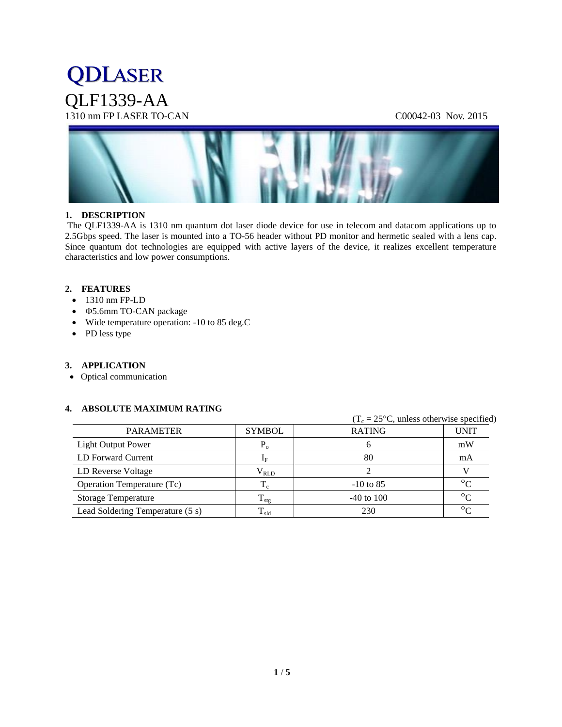# QDLASER

## QLF1339-AA

1310 nm FP LASER TO-CAN C00042-03 Nov. 2015

### 1. DESCRIPTION

The QLF1339-AA is 1310 nm quantum dot laser diode device for use in telecom and datacom applications up to 2.5Gbps speed. The laser is mounted into a TO-56 header without PD monitor and hermetic sealed with a lens cap. Since quantum dot technologies are equipped with active layers of the device, it realizes excellent temperature characteristics and low power consumptions.

### 2. FEATURES

- 1310 nm FP-LD
- Φ5.6mm TO-CAN package
- Wide temperature operation: -10 to 85 deg.C
- PD less type

### 3. APPLICATION

- Optical communication

### 4. ABSOLUTE MAXIMUM RATING

($T_c$ = 25°C, unless otherwise specified)

| PARAMETER | SYMBOL | RATING | UNIT |
|---|---|---|---|
| Light Output Power | $P_o$ | 6 | mW |
| LD Forward Current | $I_F$ | 80 | mA |
| LD Reverse Voltage | $V_{RLD}$ | 2 | V |
| Operation Temperature (Tc) | $T_c$ | -10 to 85 | °C |
| Storage Temperature | $T_{stg}$ | -40 to 100 | °C |
| Lead Soldering Temperature (5 s) | $T_{sld}$ | 230 | °C |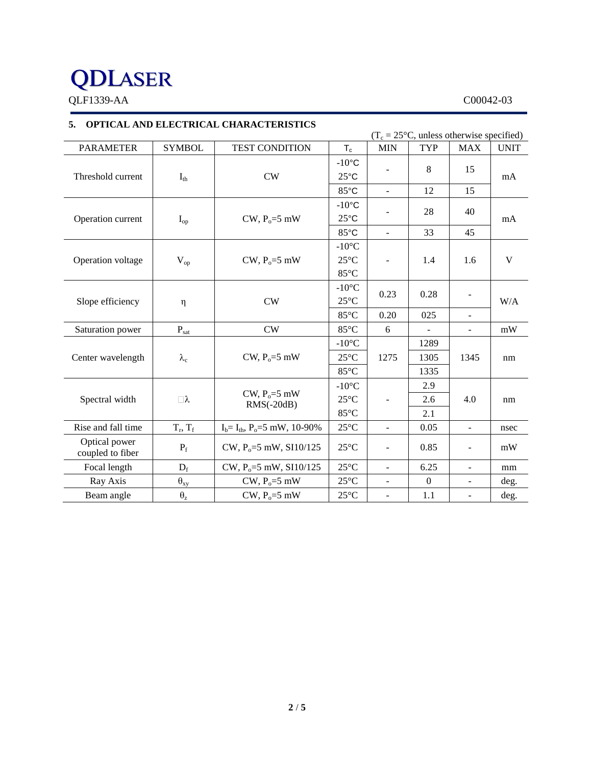QDLASER

QLF1339-AA C00042-03

## 5. OPTICAL AND ELECTRICAL CHARACTERISTICS

($T_c$ = 25°C, unless otherwise specified)

| PARAMETER | SYMBOL | TEST CONDITION | $T_c$ | MIN | TYP | MAX | UNIT |
|---|---|---|---|---|---|---|---|
| Threshold current | $I_{th}$ | CW | -10°C<br>25°C | - | 8 | 15 | mA |
| | | | 85°C | - | 12 | 15 | |
| Operation current | $I_{op}$ | CW, $P_o$=5 mW | -10°C<br>25°C | - | 28 | 40 | mA |
| | | | 85°C | - | 33 | 45 | |
| Operation voltage | $V_{op}$ | CW, $P_o$=5 mW | -10°C<br>25°C<br>85°C | - | 1.4 | 1.6 | V |
| Slope efficiency | η | CW | -10°C<br>25°C | 0.23 | 0.28 | - | W/A |
| | | | 85°C | 0.20 | 025 | - | |
| Saturation power | $P_{sat}$ | CW | 85°C | 6 | - | - | mW |
| Center wavelength | $\lambda_c$ | CW, $P_o$=5 mW | -10°C | 1275 | 1289 | 1345 | nm |
| | | | 25°C | | 1305 | | |
| | | | 85°C | | 1335 | | |
| Spectral width | Δλ | CW, $P_o$=5 mW RMS(-20dB) | -10°C | - | 2.9 | 4.0 | nm |
| | | | 25°C | | 2.6 | | |
| | | | 85°C | | 2.1 | | |
| Rise and fall time | $T_r$, $T_f$ | $I_b$= $I_{th}$, $P_o$=5 mW, 10-90% | 25°C | - | 0.05 | - | nsec |
| Optical power coupled to fiber | $P_f$ | CW, $P_o$=5 mW, SI10/125 | 25°C | - | 0.85 | - | mW |
| Focal length | $D_f$ | CW, $P_o$=5 mW, SI10/125 | 25°C | - | 6.25 | - | mm |
| Ray Axis | $\theta_{xy}$ | CW, $P_o$=5 mW | 25°C | - | 0 | - | deg. |
| Beam angle | $\theta_z$ | CW, $P_o$=5 mW | 25°C | - | 1.1 | - | deg. |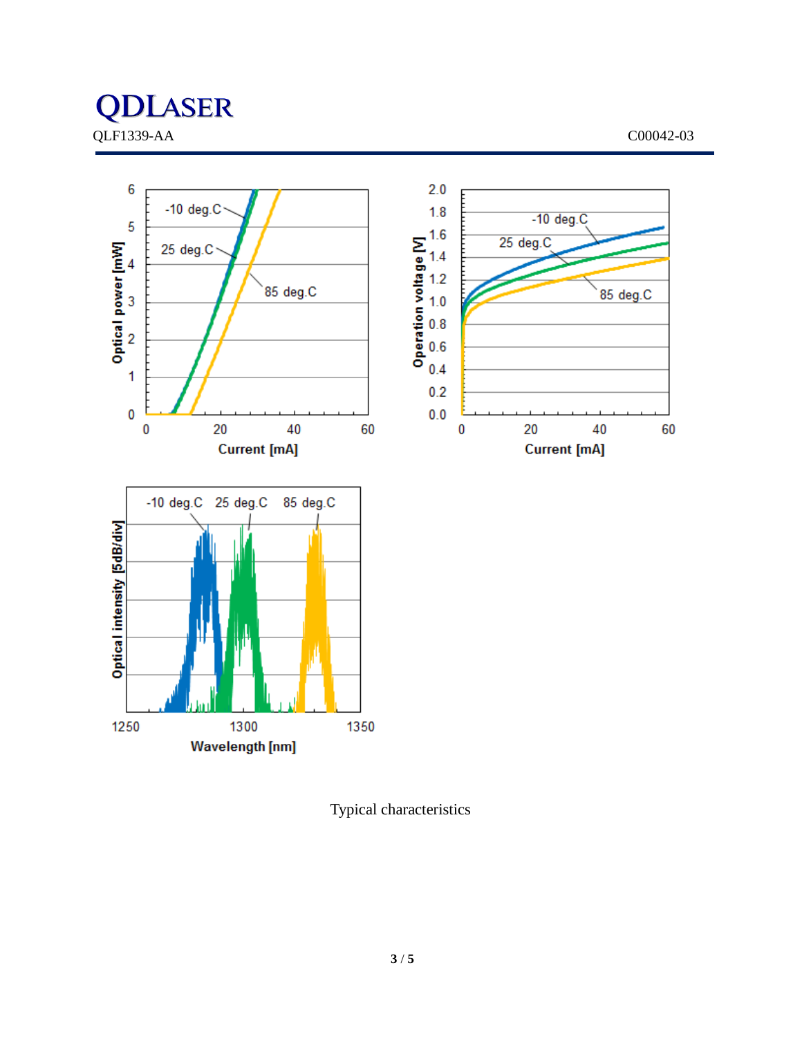Typical characteristics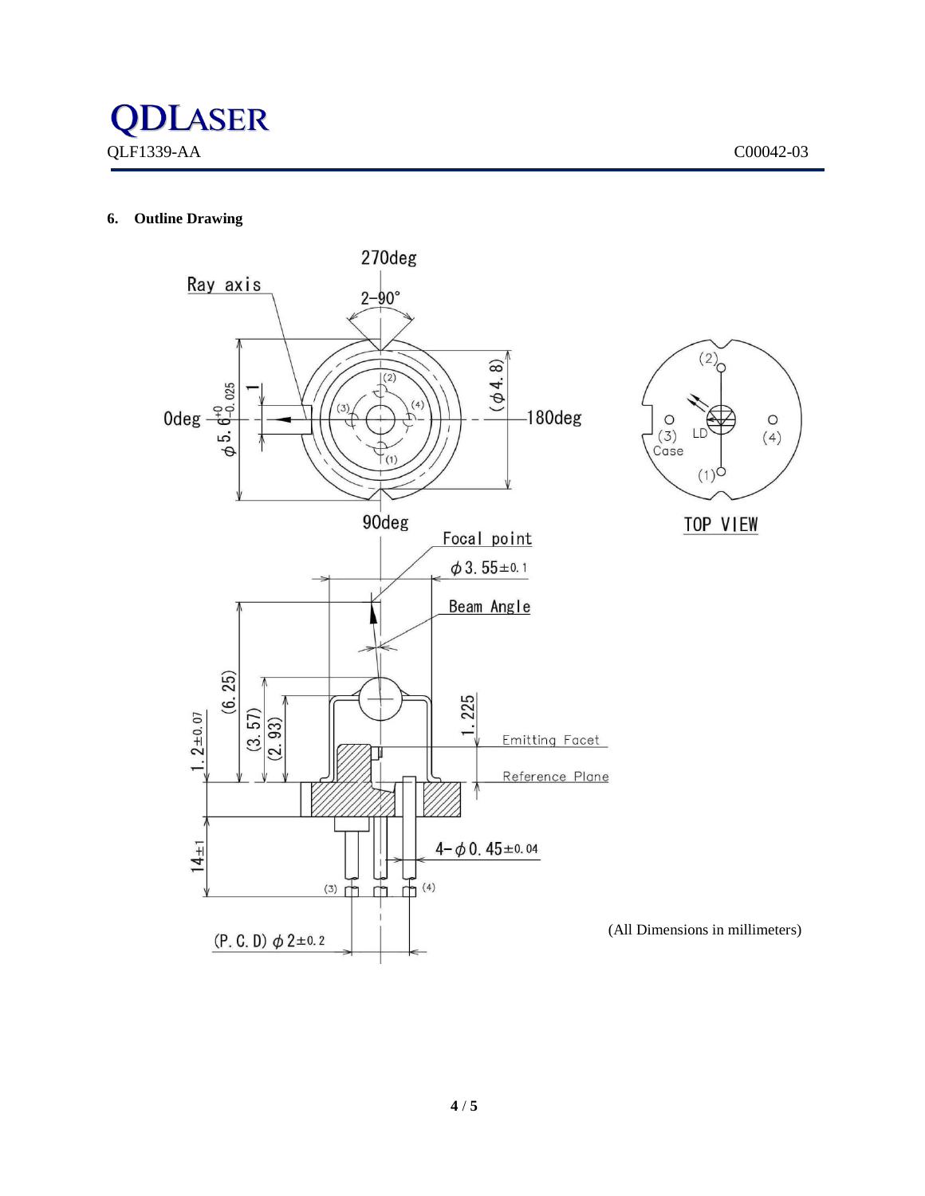## 6. Outline Drawing

(All Dimensions in millimeters)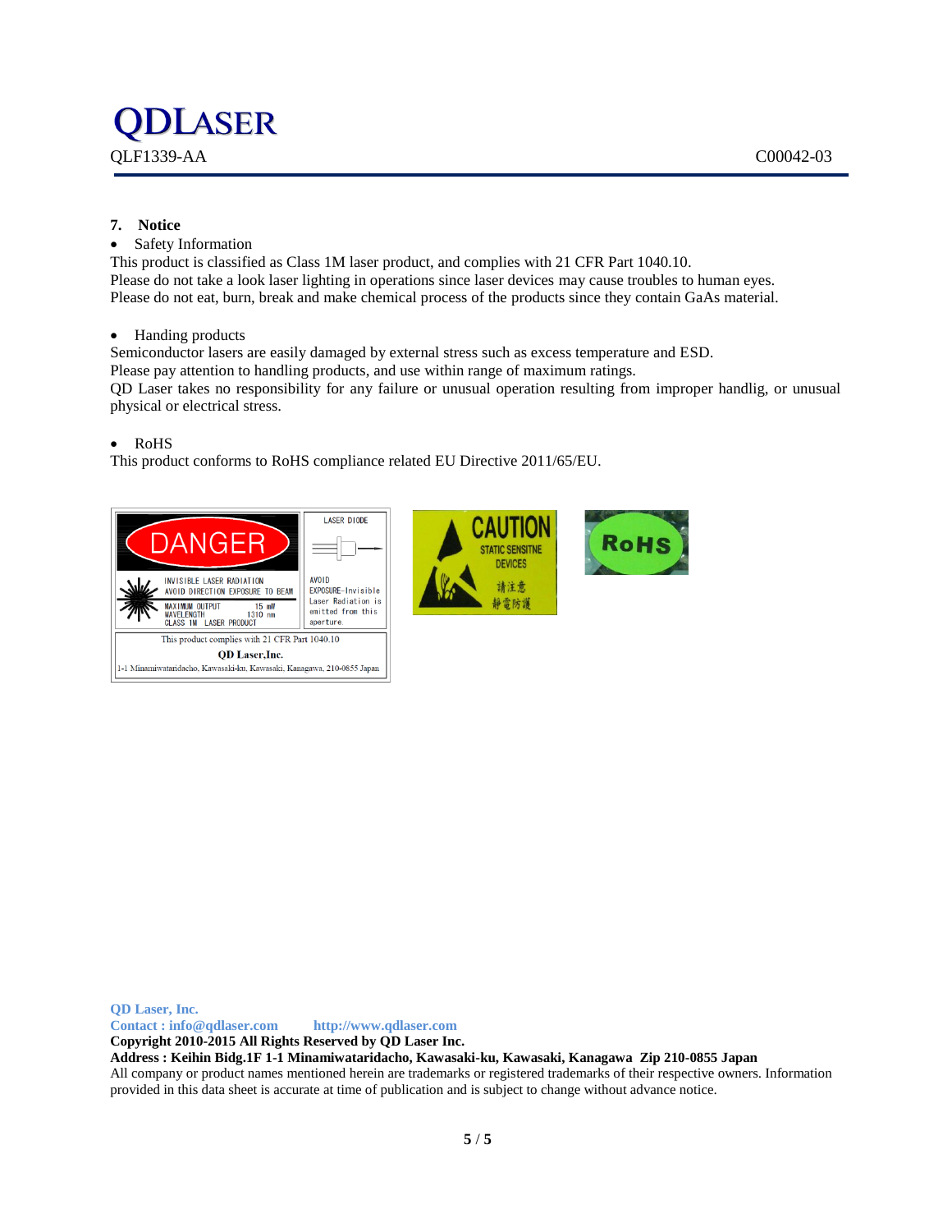## 7. Notice

- Safety Information

This product is classified as Class 1M laser product, and complies with 21 CFR Part 1040.10.
Please do not take a look laser lighting in operations since laser devices may cause troubles to human eyes.
Please do not eat, burn, break and make chemical process of the products since they contain GaAs material.

- Handing products

Semiconductor lasers are easily damaged by external stress such as excess temperature and ESD.
Please pay attention to handling products, and use within range of maximum ratings.
QD Laser takes no responsibility for any failure or unusual operation resulting from improper handlig, or unusual physical or electrical stress.

- RoHS

This product conforms to RoHS compliance related EU Directive 2011/65/EU.

DANGER

INVISIBLE LASER RADIATION
AVOID DIRECTION EXPOSURE TO BEAM
MAXIMUM OUTPUT 15 mW
WAVELENGTH 1310 nm
CLASS 1M LASER PRODUCT

LASER DIODE

AVOID
EXPOSURE-Invisible
Laser Radiation is
emitted from this
aperture.

This product complies with 21 CFR Part 1040.10
QD Laser,Inc.
1-1 Minamiwataridacho, Kawasaki-ku, Kawasaki, Kanagawa, 210-0855 Japan

CAUTION
STATIC SENSITNE
DEVICES
請注意
靜電防護

RoHS

**QD Laser, Inc.**
**Contact : info@qdlaser.com** **http://www.qdlaser.com**
**Copyright 2010-2015 All Rights Reserved by QD Laser Inc.**
**Address : Keihin Bidg.1F 1-1 Minamiwataridacho, Kawasaki-ku, Kawasaki, Kanagawa Zip 210-0855 Japan**
All company or product names mentioned herein are trademarks or registered trademarks of their respective owners. Information provided in this data sheet is accurate at time of publication and is subject to change without advance notice.